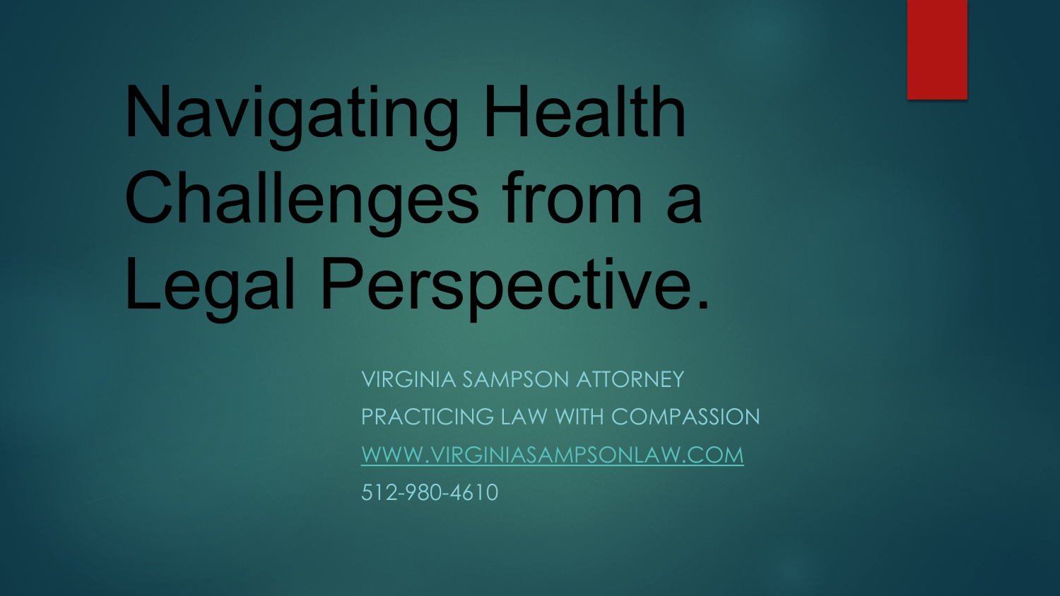# Navigating Health Challenges from a Legal Perspective.

VIRGINIA SAMPSON ATTORNEY

PRACTICING LAW WITH COMPASSION

WWW.VIRGINIASAMPSONLAW.COM

512-980-4610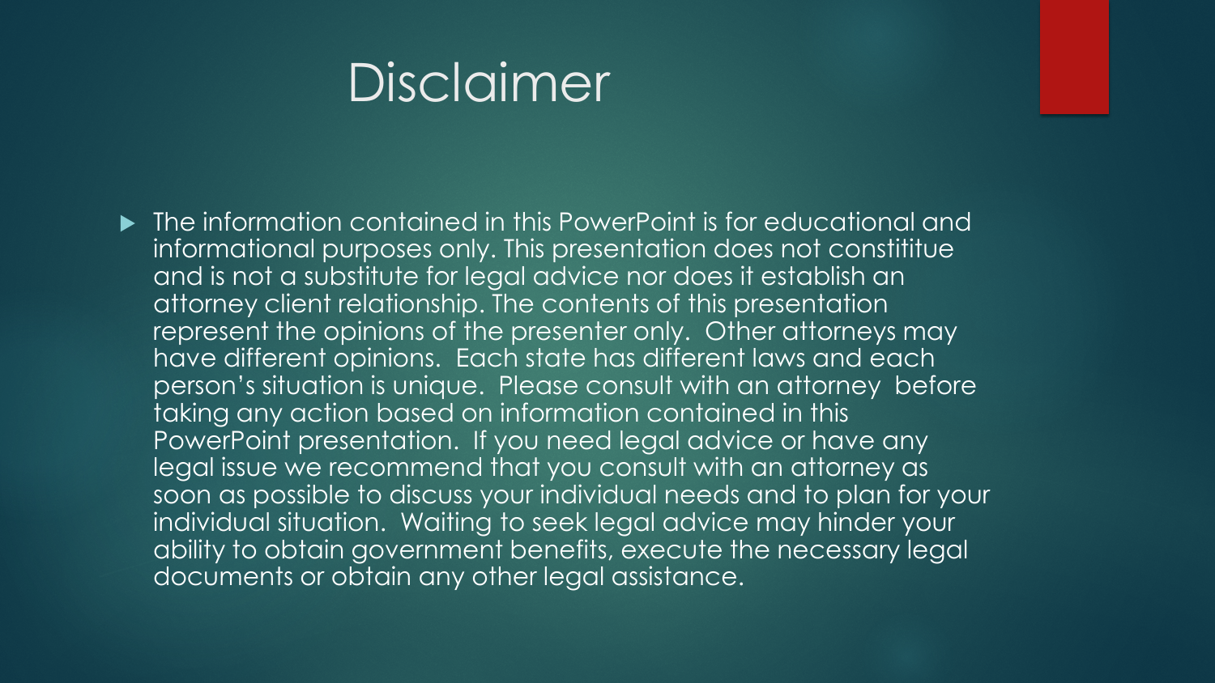# Disclaimer

- The information contained in this PowerPoint is for educational and informational purposes only. This presentation does not constititue and is not a substitute for legal advice nor does it establish an attorney client relationship. The contents of this presentation represent the opinions of the presenter only. Other attorneys may have different opinions. Each state has different laws and each person's situation is unique. Please consult with an attorney before taking any action based on information contained in this PowerPoint presentation. If you need legal advice or have any legal issue we recommend that you consult with an attorney as soon as possible to discuss your individual needs and to plan for your individual situation. Waiting to seek legal advice may hinder your ability to obtain government benefits, execute the necessary legal documents or obtain any other legal assistance.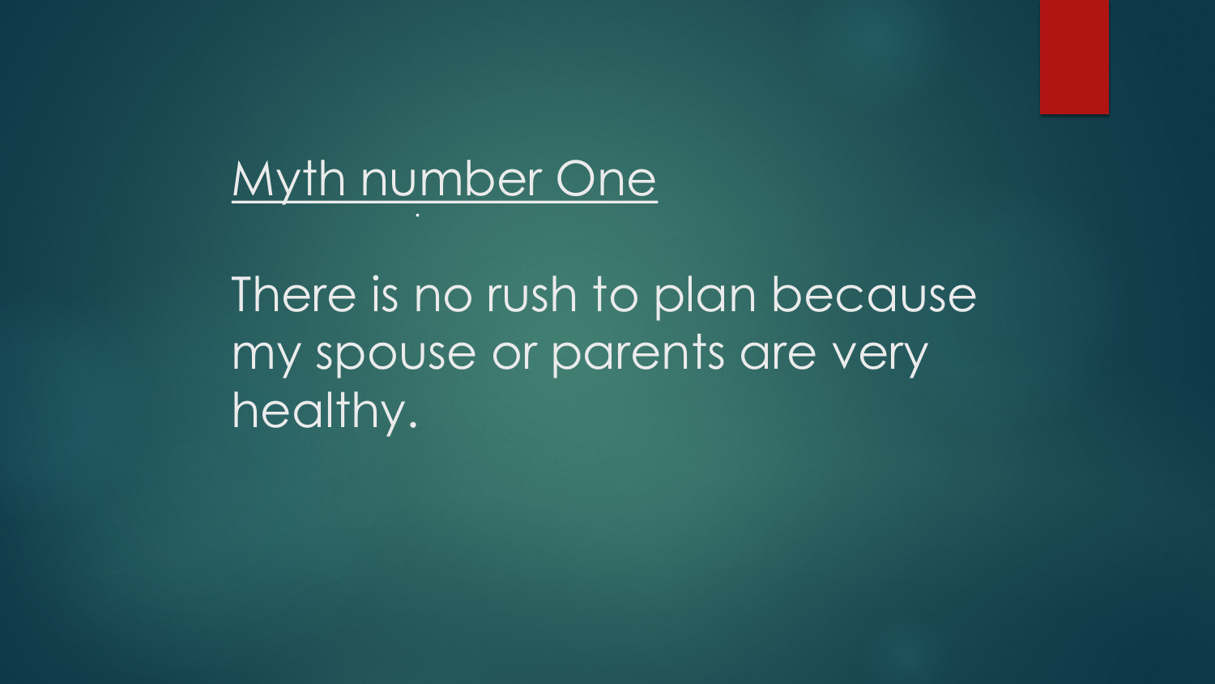## Myth number One

There is no rush to plan because my spouse or parents are very healthy.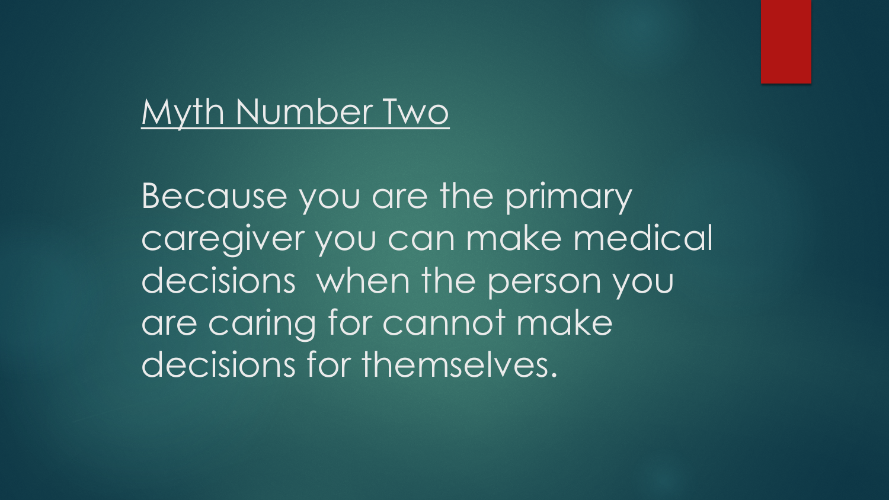## Myth Number Two

Because you are the primary caregiver you can make medical decisions when the person you are caring for cannot make decisions for themselves.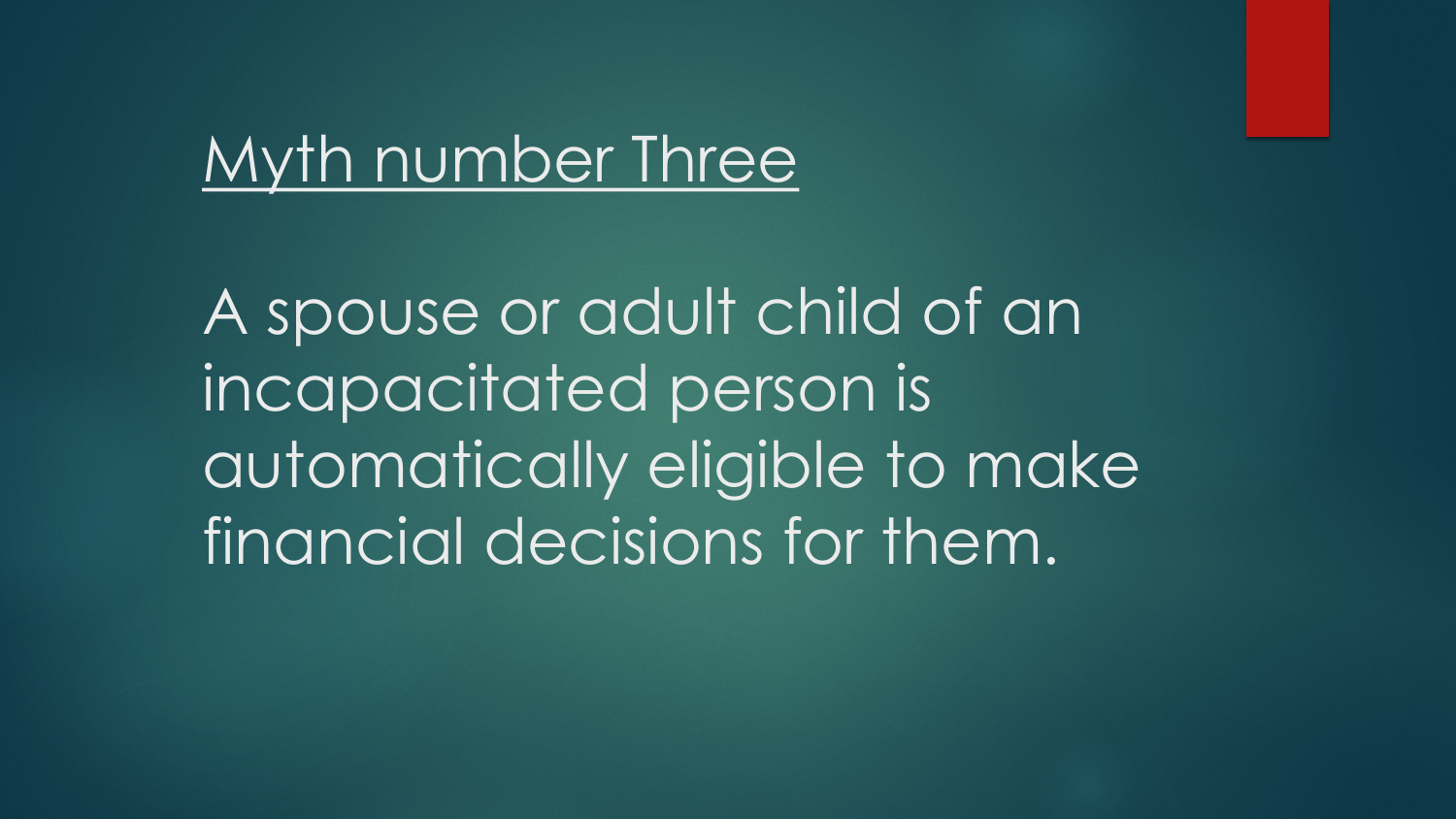## Myth number Three

A spouse or adult child of an incapacitated person is automatically eligible to make financial decisions for them.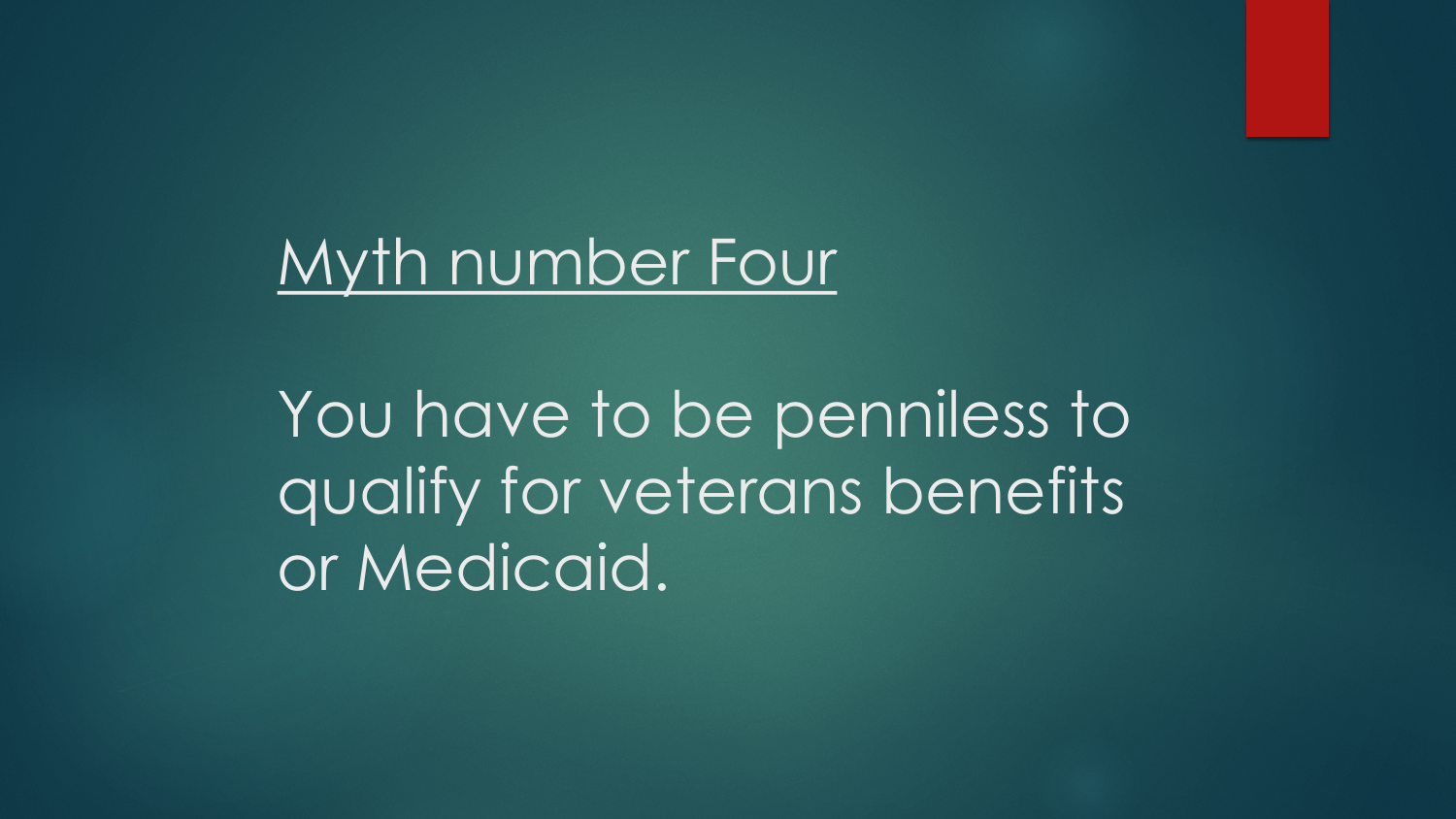## Myth number Four

You have to be penniless to qualify for veterans benefits or Medicaid.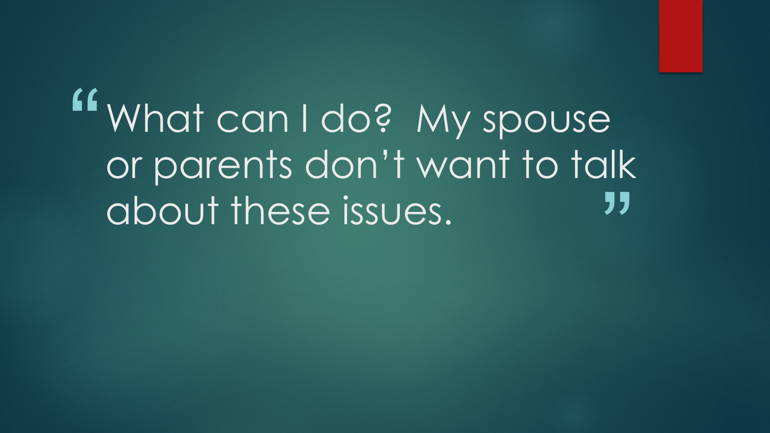> "What can I do? My spouse or parents don't want to talk about these issues."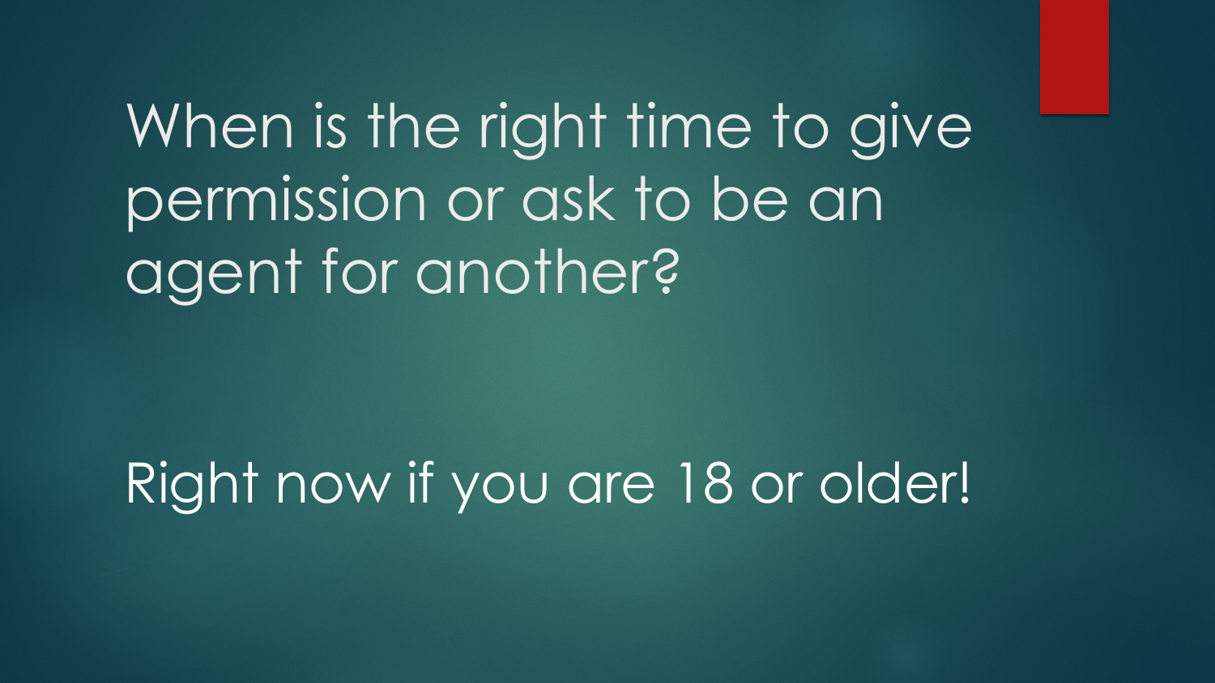# When is the right time to give permission or ask to be an agent for another?

Right now if you are 18 or older!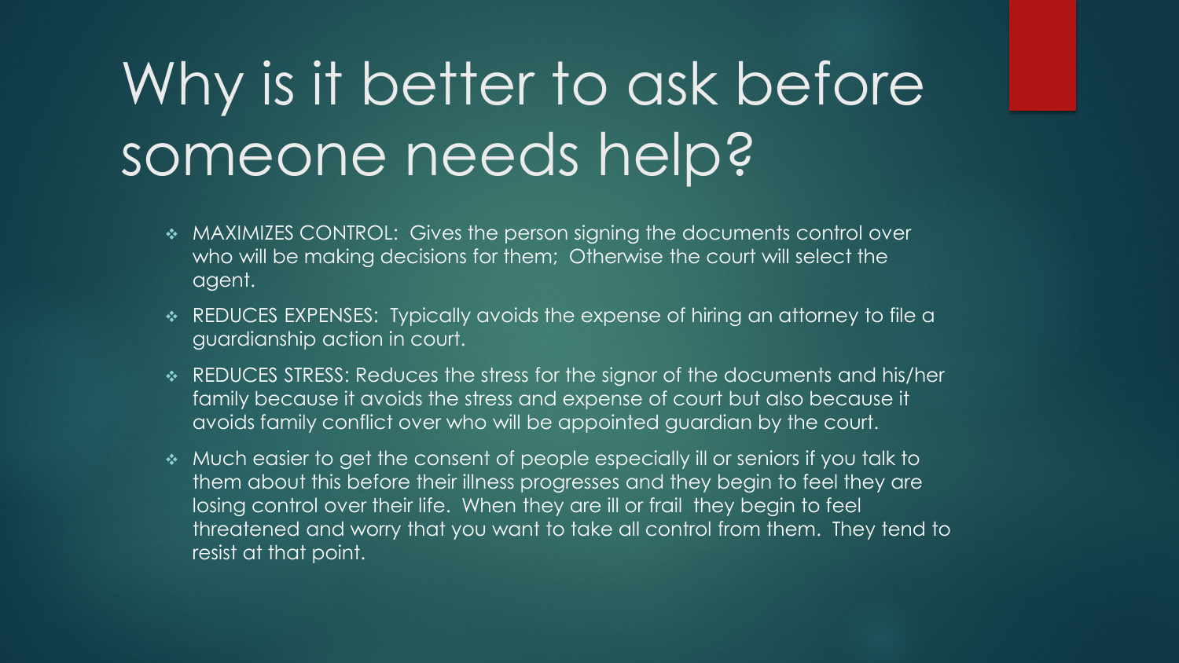# Why is it better to ask before someone needs help?

- MAXIMIZES CONTROL: Gives the person signing the documents control over who will be making decisions for them; Otherwise the court will select the agent.
- REDUCES EXPENSES: Typically avoids the expense of hiring an attorney to file a guardianship action in court.
- REDUCES STRESS: Reduces the stress for the signor of the documents and his/her family because it avoids the stress and expense of court but also because it avoids family conflict over who will be appointed guardian by the court.
- Much easier to get the consent of people especially ill or seniors if you talk to them about this before their illness progresses and they begin to feel they are losing control over their life. When they are ill or frail they begin to feel threatened and worry that you want to take all control from them. They tend to resist at that point.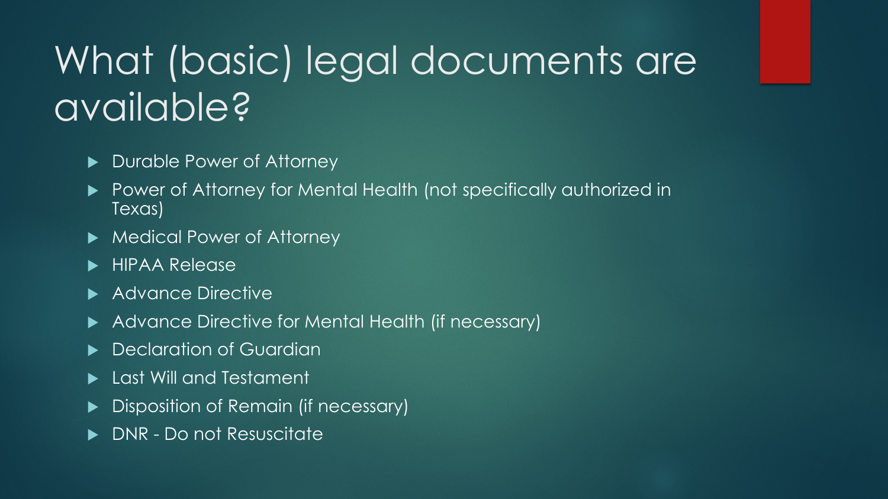# What (basic) legal documents are available?

- Durable Power of Attorney
- Power of Attorney for Mental Health (not specifically authorized in Texas)
- Medical Power of Attorney
- HIPAA Release
- Advance Directive
- Advance Directive for Mental Health (if necessary)
- Declaration of Guardian
- Last Will and Testament
- Disposition of Remain (if necessary)
- DNR - Do not Resuscitate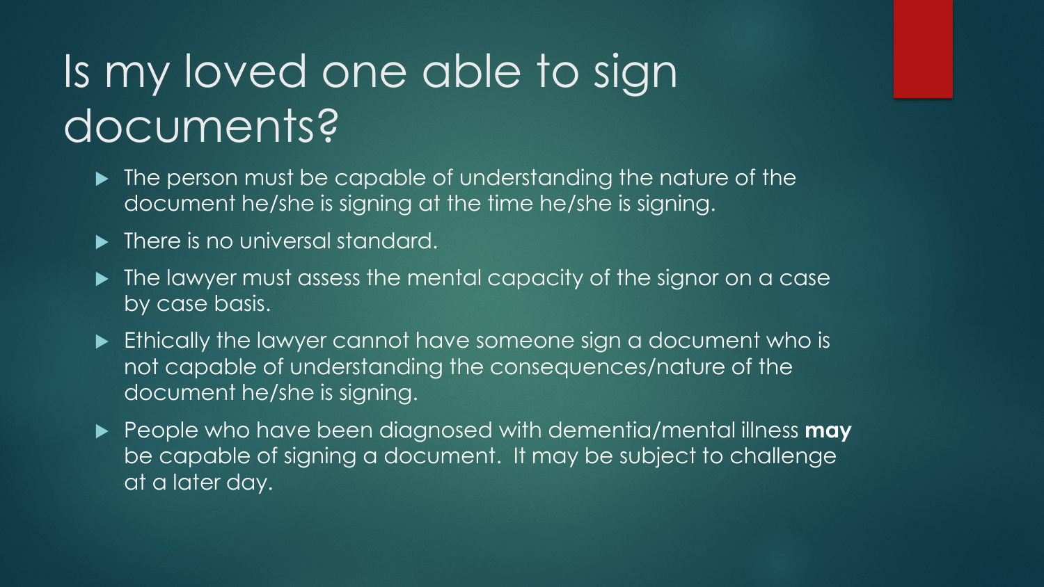# Is my loved one able to sign documents?

- The person must be capable of understanding the nature of the document he/she is signing at the time he/she is signing.
- There is no universal standard.
- The lawyer must assess the mental capacity of the signor on a case by case basis.
- Ethically the lawyer cannot have someone sign a document who is not capable of understanding the consequences/nature of the document he/she is signing.
- People who have been diagnosed with dementia/mental illness **may** be capable of signing a document. It may be subject to challenge at a later day.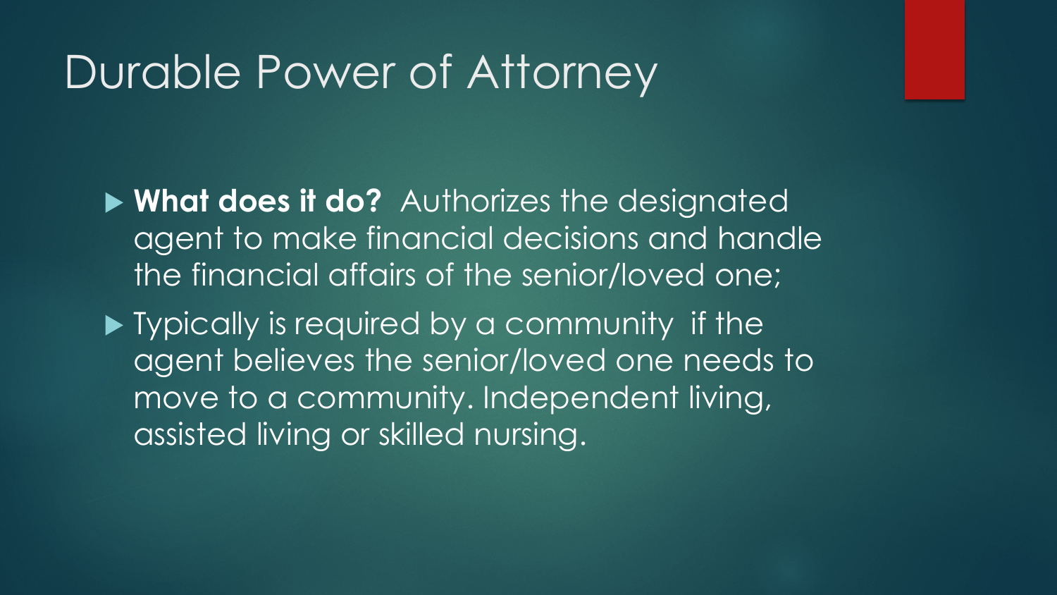# Durable Power of Attorney

- **What does it do?** Authorizes the designated agent to make financial decisions and handle the financial affairs of the senior/loved one;
- Typically is required by a community if the agent believes the senior/loved one needs to move to a community. Independent living, assisted living or skilled nursing.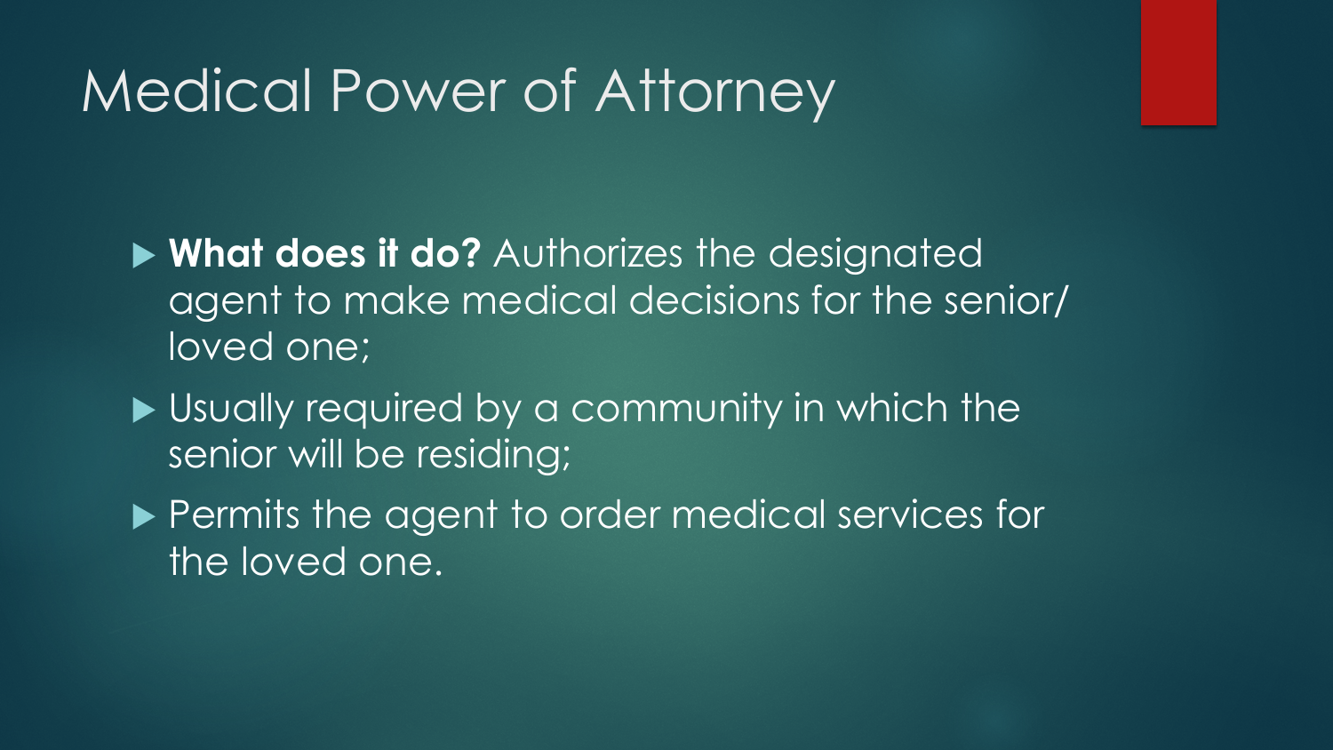# Medical Power of Attorney

- **What does it do?** Authorizes the designated agent to make medical decisions for the senior/ loved one;
- Usually required by a community in which the senior will be residing;
- Permits the agent to order medical services for the loved one.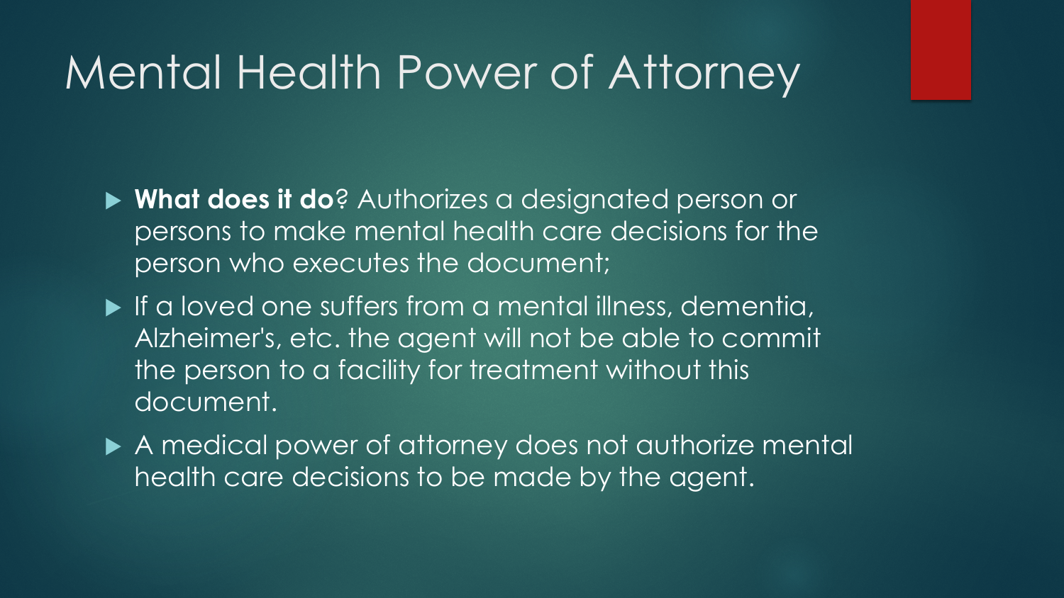# Mental Health Power of Attorney

- **What does it do**? Authorizes a designated person or persons to make mental health care decisions for the person who executes the document;
- If a loved one suffers from a mental illness, dementia, Alzheimer's, etc. the agent will not be able to commit the person to a facility for treatment without this document.
- A medical power of attorney does not authorize mental health care decisions to be made by the agent.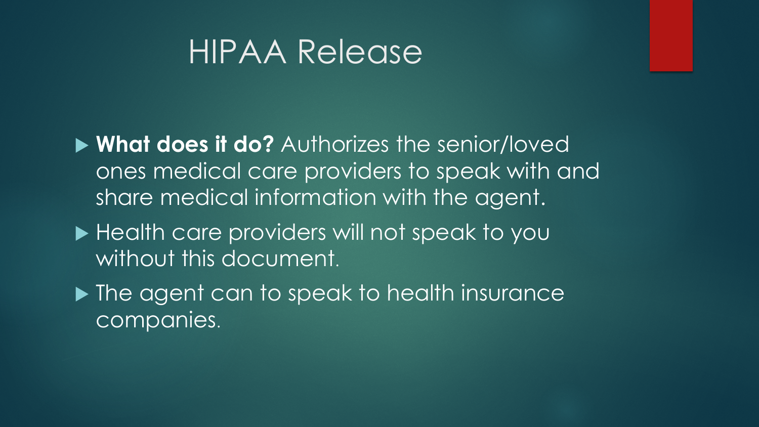# HIPAA Release

- **What does it do?** Authorizes the senior/loved ones medical care providers to speak with and share medical information with the agent.
- Health care providers will not speak to you without this document.
- The agent can to speak to health insurance companies.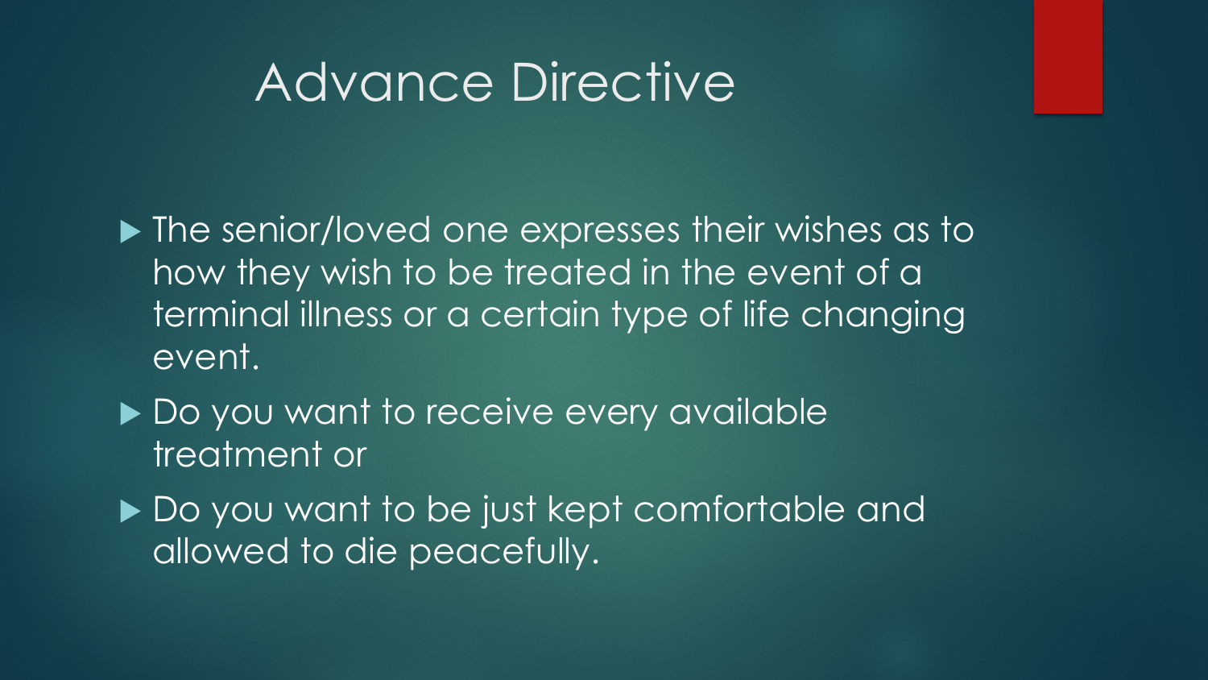# Advance Directive

- The senior/loved one expresses their wishes as to how they wish to be treated in the event of a terminal illness or a certain type of life changing event.
- Do you want to receive every available treatment or
- Do you want to be just kept comfortable and allowed to die peacefully.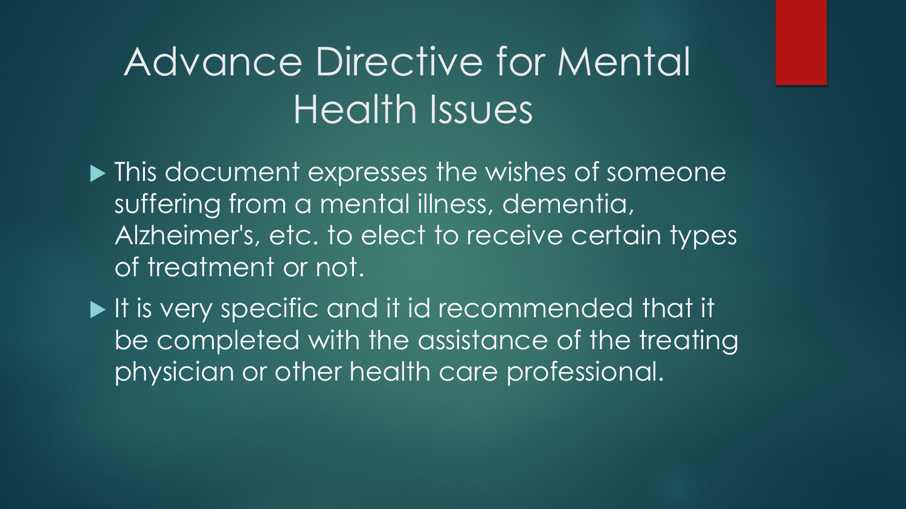# Advance Directive for Mental Health Issues

- This document expresses the wishes of someone suffering from a mental illness, dementia, Alzheimer's, etc. to elect to receive certain types of treatment or not.
- It is very specific and it id recommended that it be completed with the assistance of the treating physician or other health care professional.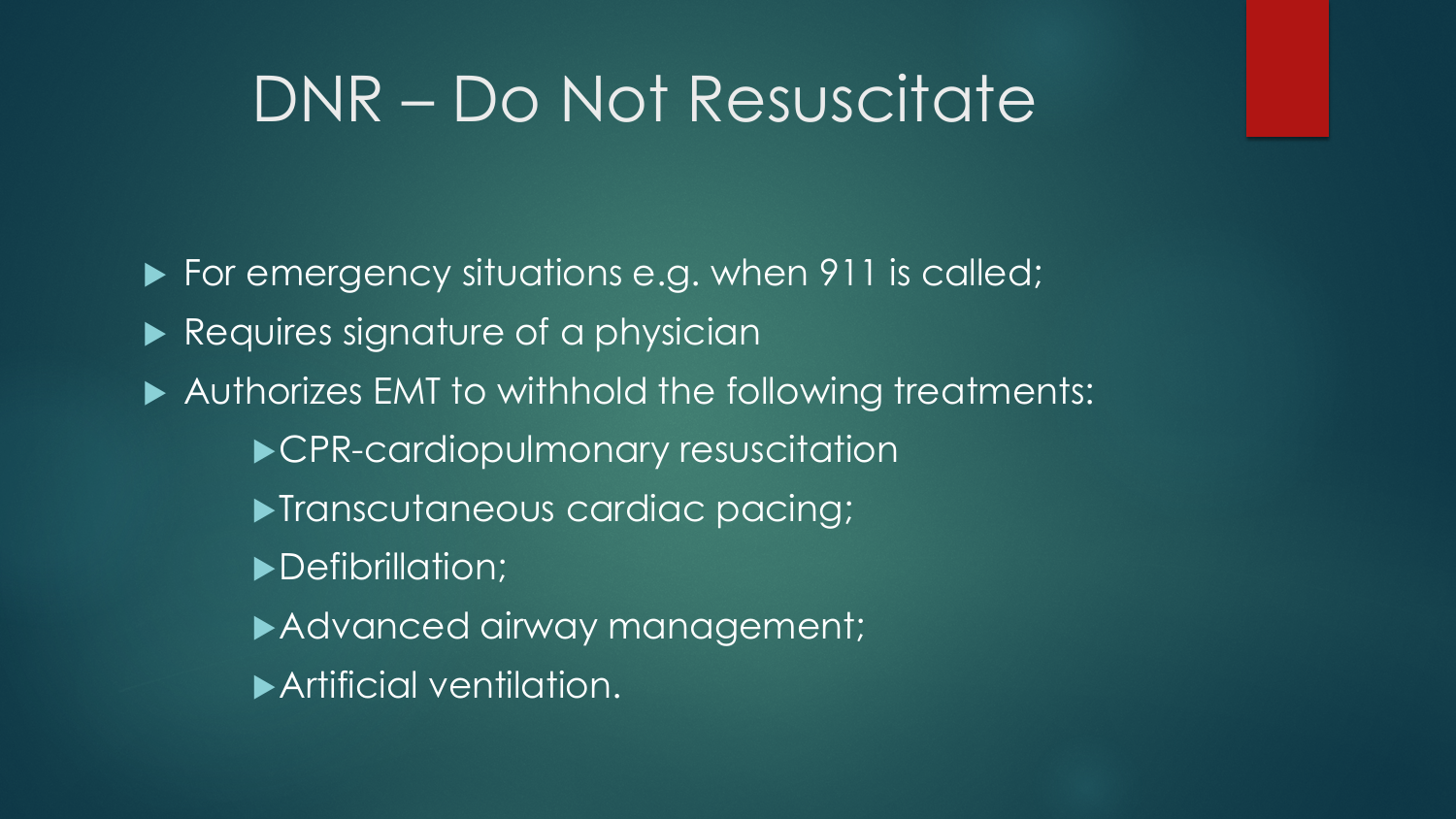# DNR – Do Not Resuscitate

- For emergency situations e.g. when 911 is called;
- Requires signature of a physician
- Authorizes EMT to withhold the following treatments:
  - CPR-cardiopulmonary resuscitation
  - Transcutaneous cardiac pacing;
  - Defibrillation;
  - Advanced airway management;
  - Artificial ventilation.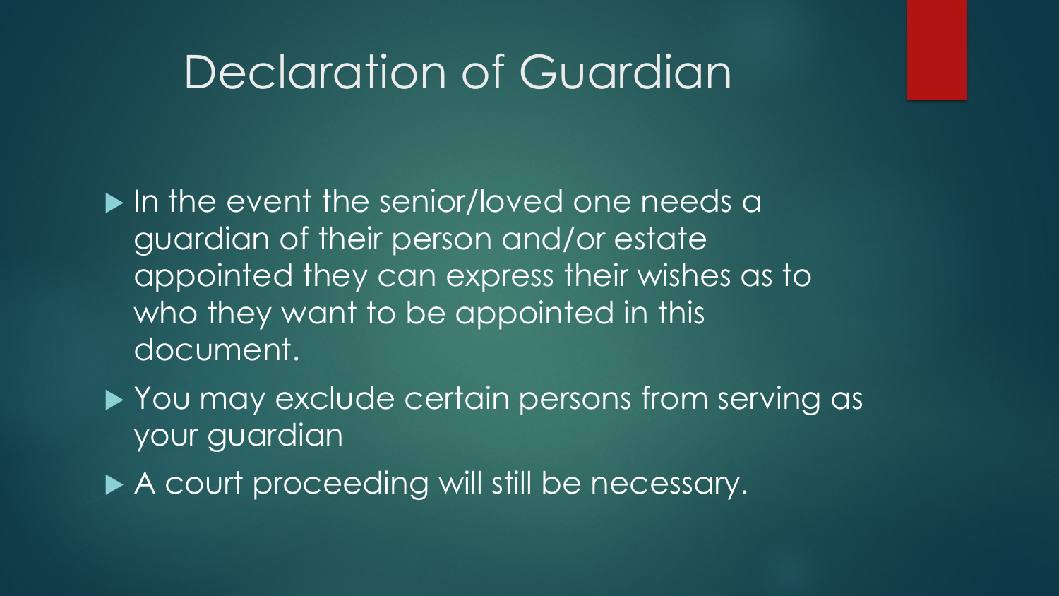# Declaration of Guardian

- In the event the senior/loved one needs a guardian of their person and/or estate appointed they can express their wishes as to who they want to be appointed in this document.
- You may exclude certain persons from serving as your guardian
- A court proceeding will still be necessary.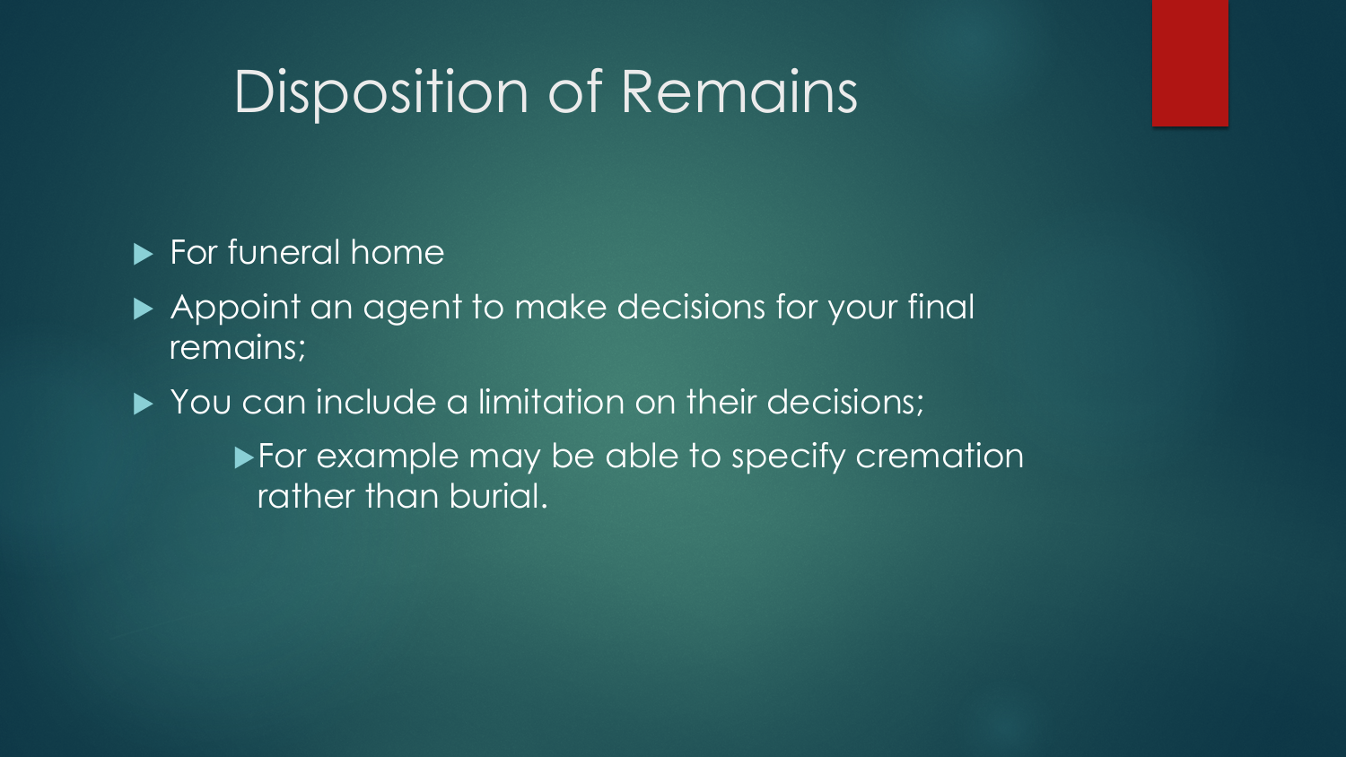# Disposition of Remains

- For funeral home
- Appoint an agent to make decisions for your final remains;
- You can include a limitation on their decisions;
  - For example may be able to specify cremation rather than burial.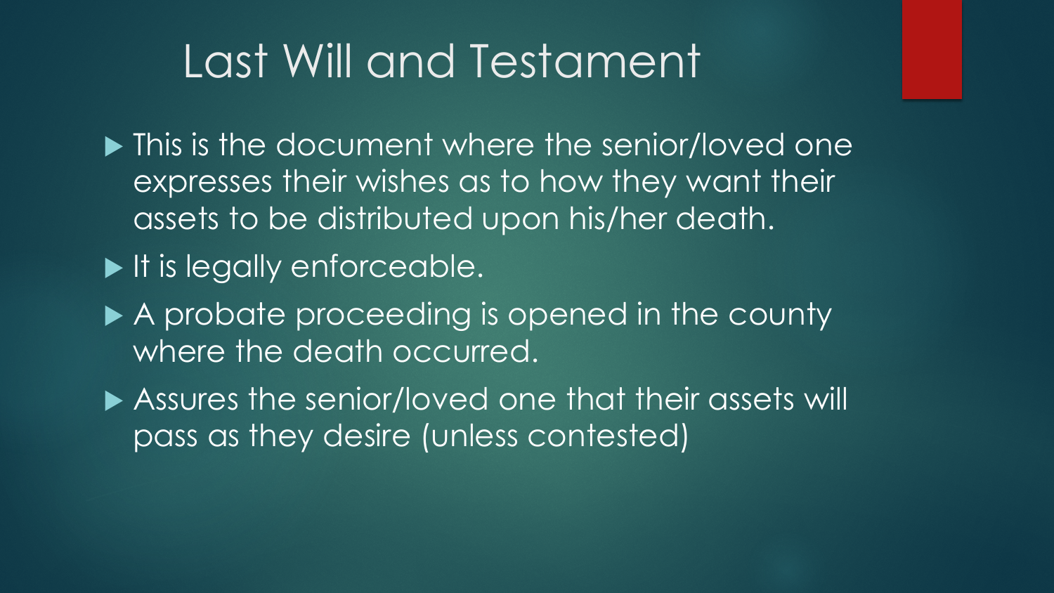# Last Will and Testament

- This is the document where the senior/loved one expresses their wishes as to how they want their assets to be distributed upon his/her death.
- It is legally enforceable.
- A probate proceeding is opened in the county where the death occurred.
- Assures the senior/loved one that their assets will pass as they desire (unless contested)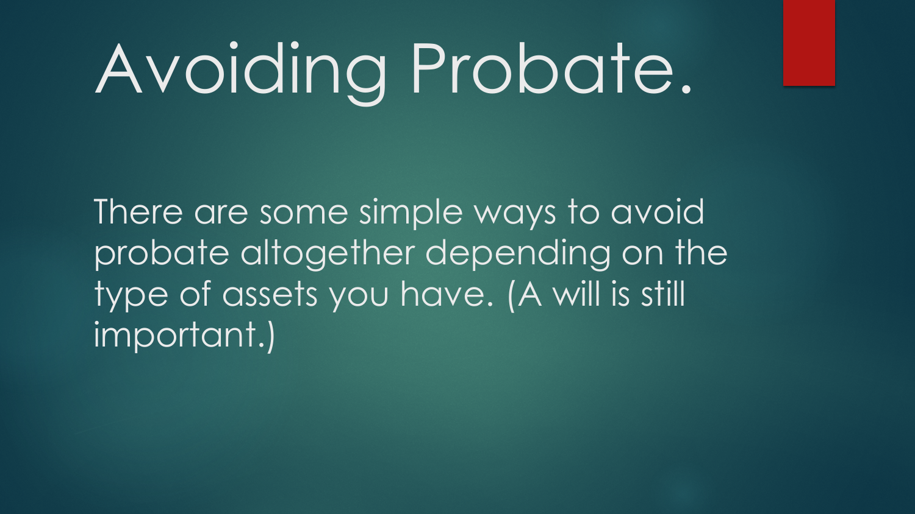# Avoiding Probate.

There are some simple ways to avoid probate altogether depending on the type of assets you have. (A will is still important.)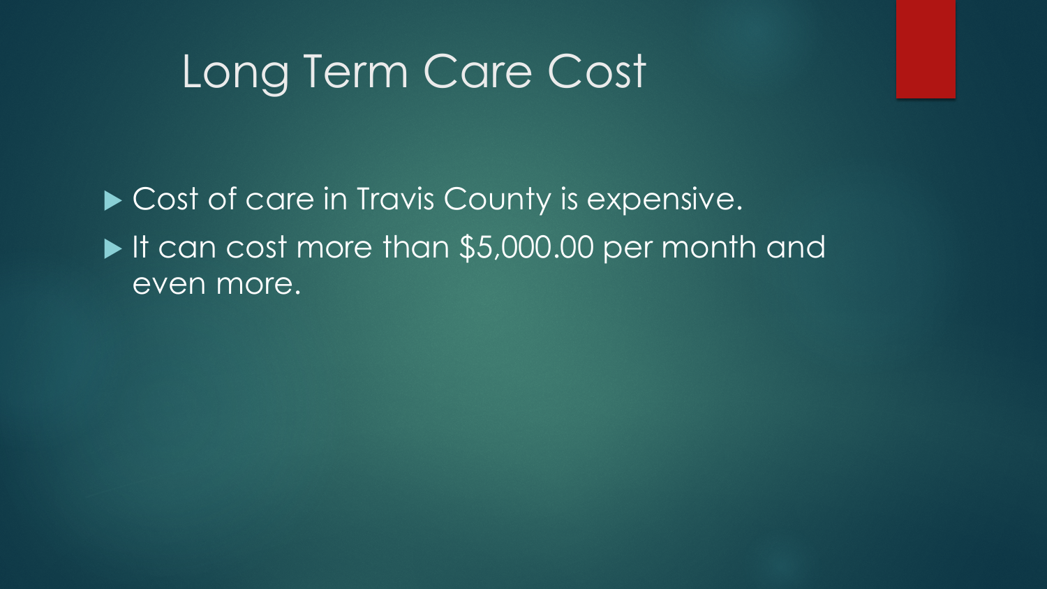# Long Term Care Cost

- Cost of care in Travis County is expensive.
- It can cost more than $5,000.00 per month and even more.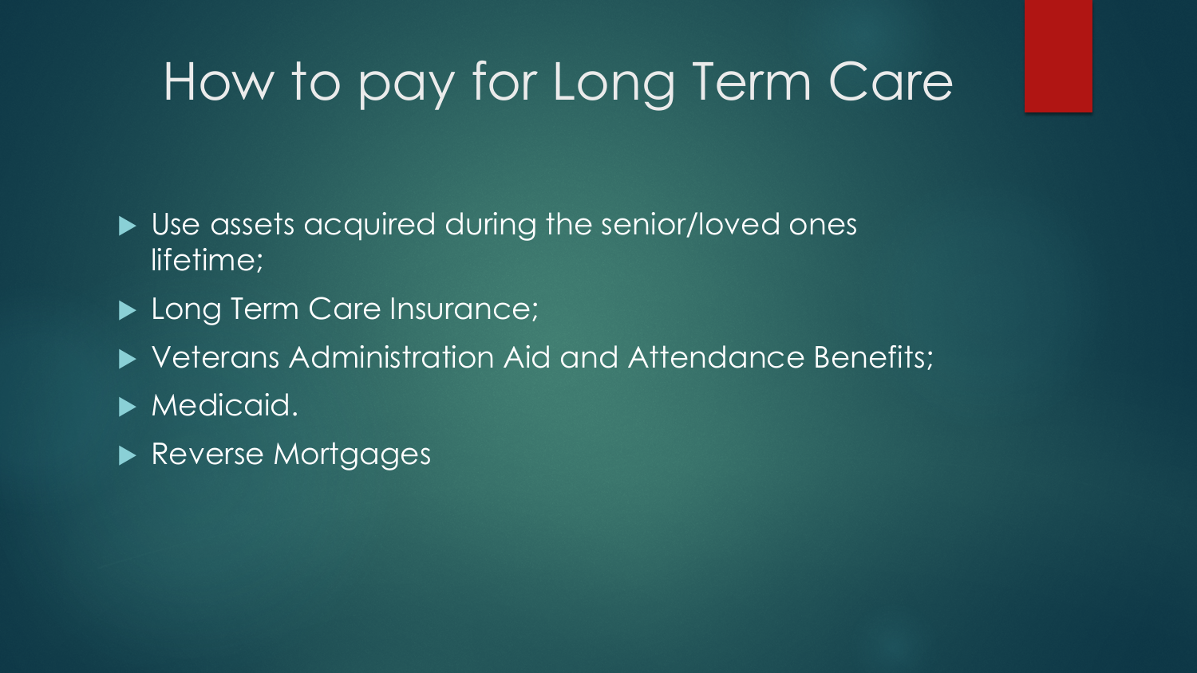# How to pay for Long Term Care

- Use assets acquired during the senior/loved ones lifetime;
- Long Term Care Insurance;
- Veterans Administration Aid and Attendance Benefits;
- Medicaid.
- Reverse Mortgages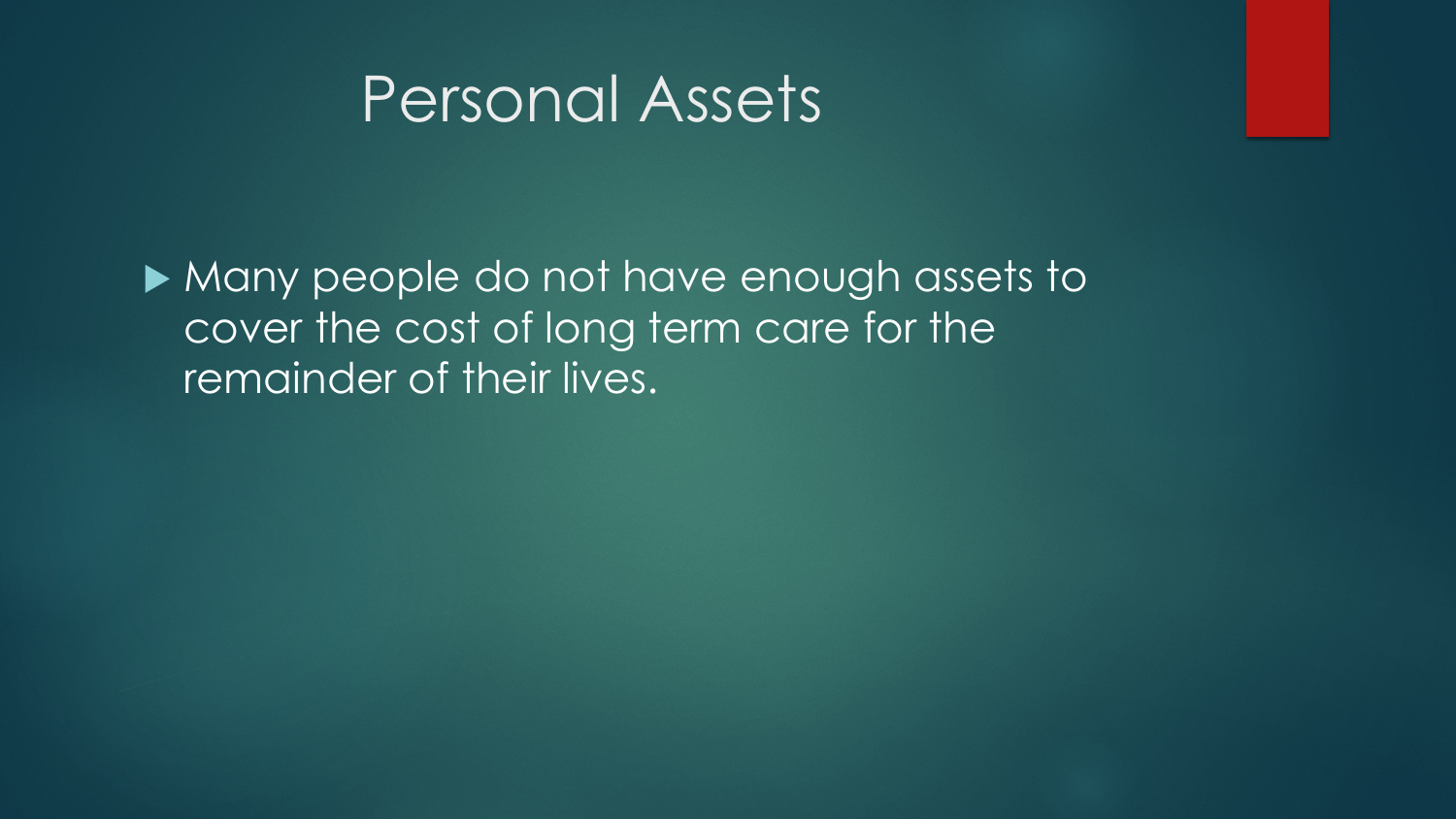# Personal Assets

- Many people do not have enough assets to cover the cost of long term care for the remainder of their lives.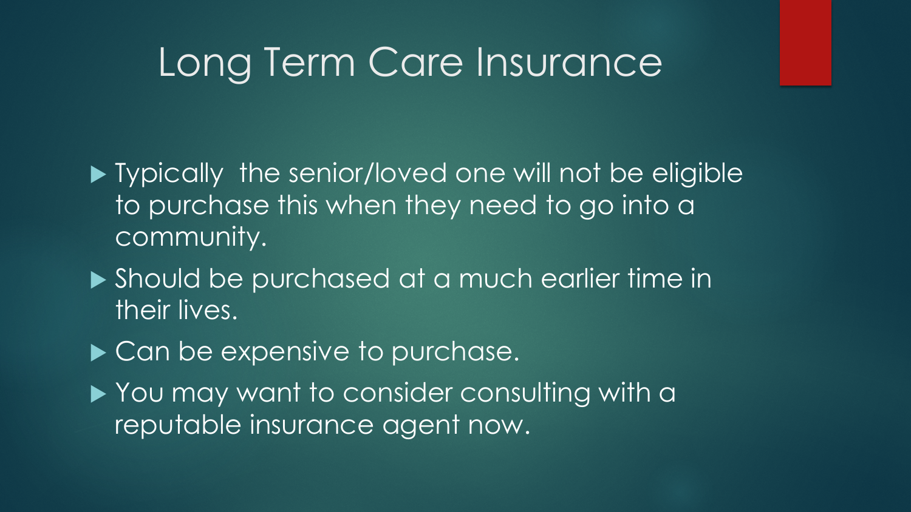# Long Term Care Insurance

- Typically the senior/loved one will not be eligible to purchase this when they need to go into a community.
- Should be purchased at a much earlier time in their lives.
- Can be expensive to purchase.
- You may want to consider consulting with a reputable insurance agent now.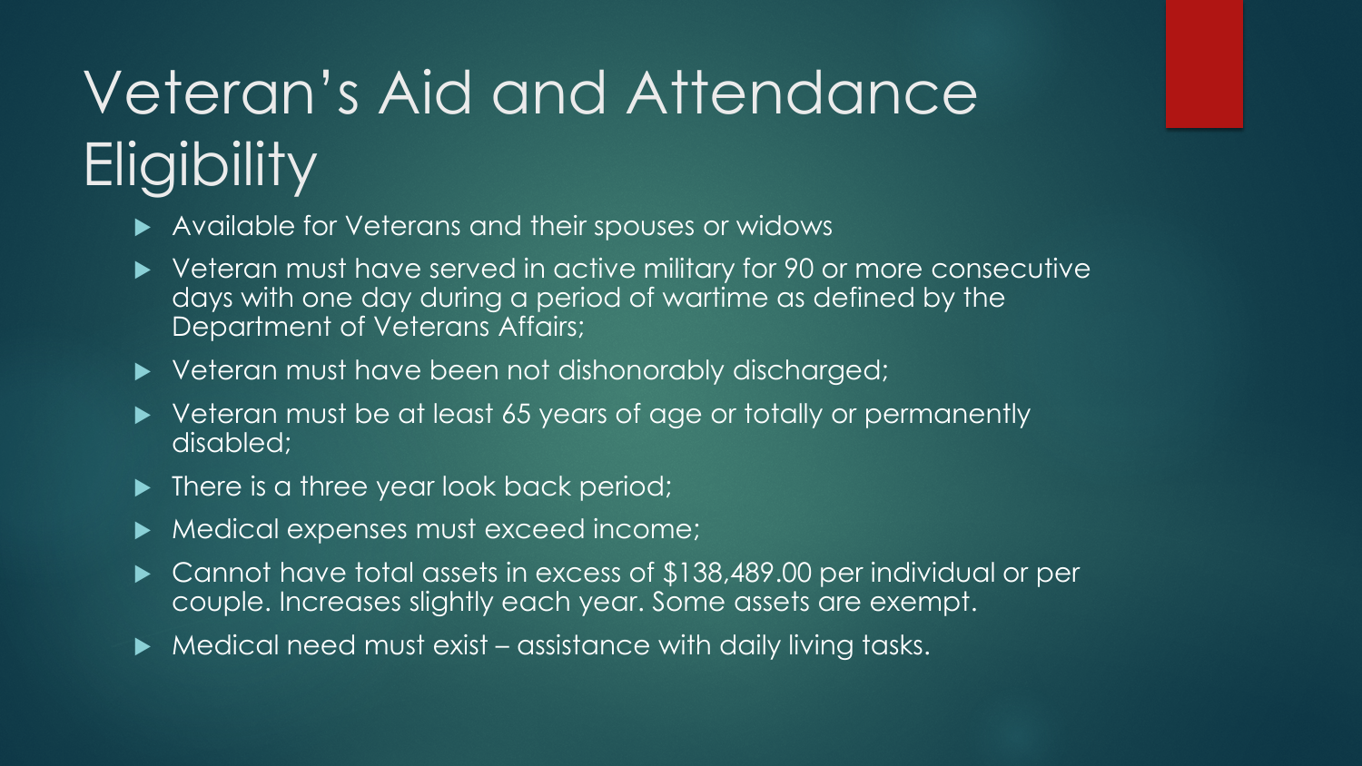# Veteran's Aid and Attendance Eligibility

- Available for Veterans and their spouses or widows
- Veteran must have served in active military for 90 or more consecutive days with one day during a period of wartime as defined by the Department of Veterans Affairs;
- Veteran must have been not dishonorably discharged;
- Veteran must be at least 65 years of age or totally or permanently disabled;
- There is a three year look back period;
- Medical expenses must exceed income;
- Cannot have total assets in excess of $138,489.00 per individual or per couple. Increases slightly each year. Some assets are exempt.
- Medical need must exist – assistance with daily living tasks.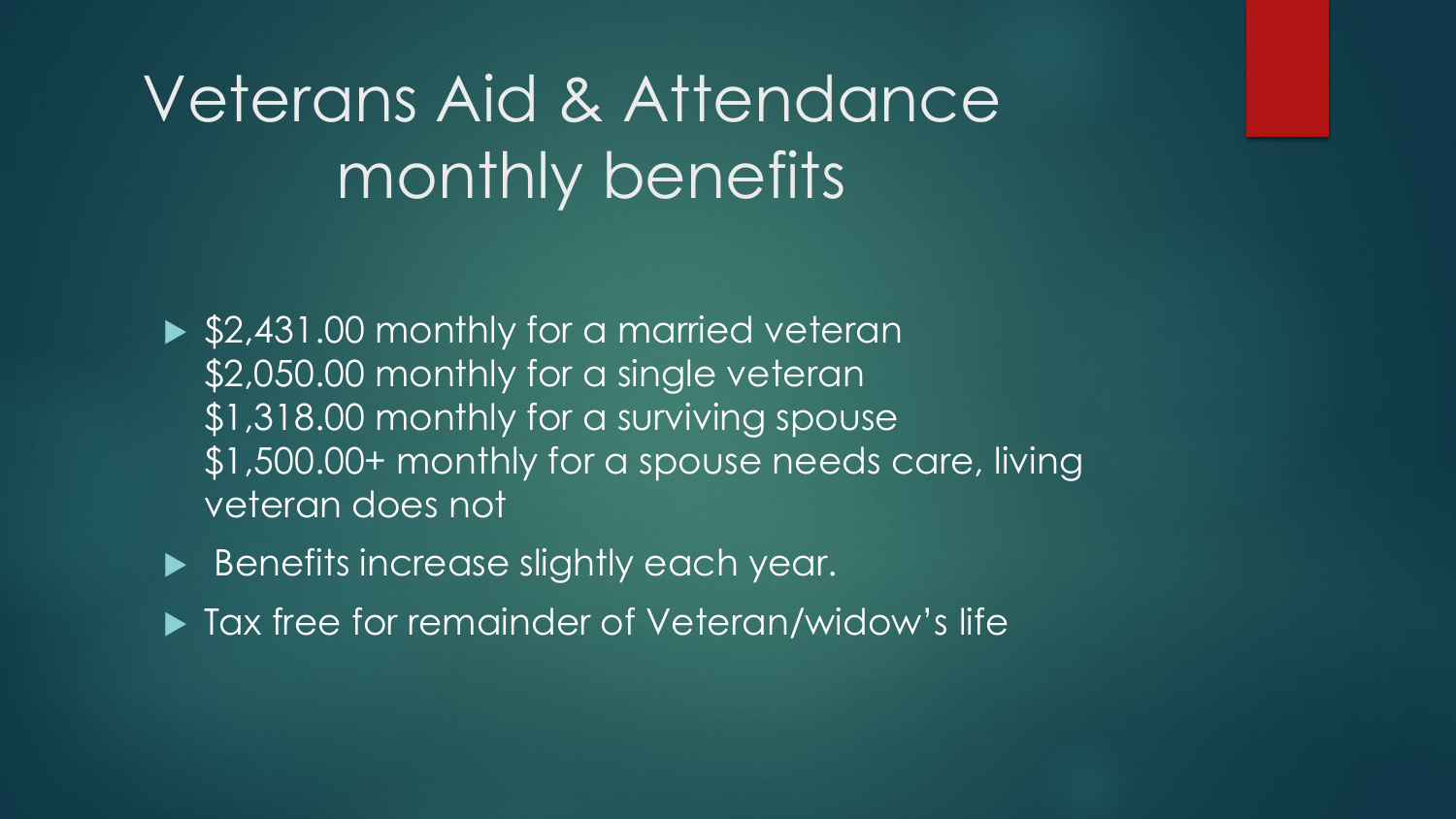# Veterans Aid & Attendance monthly benefits

- $2,431.00 monthly for a married veteran
  $2,050.00 monthly for a single veteran
  $1,318.00 monthly for a surviving spouse
  $1,500.00+ monthly for a spouse needs care, living veteran does not
- Benefits increase slightly each year.
- Tax free for remainder of Veteran/widow's life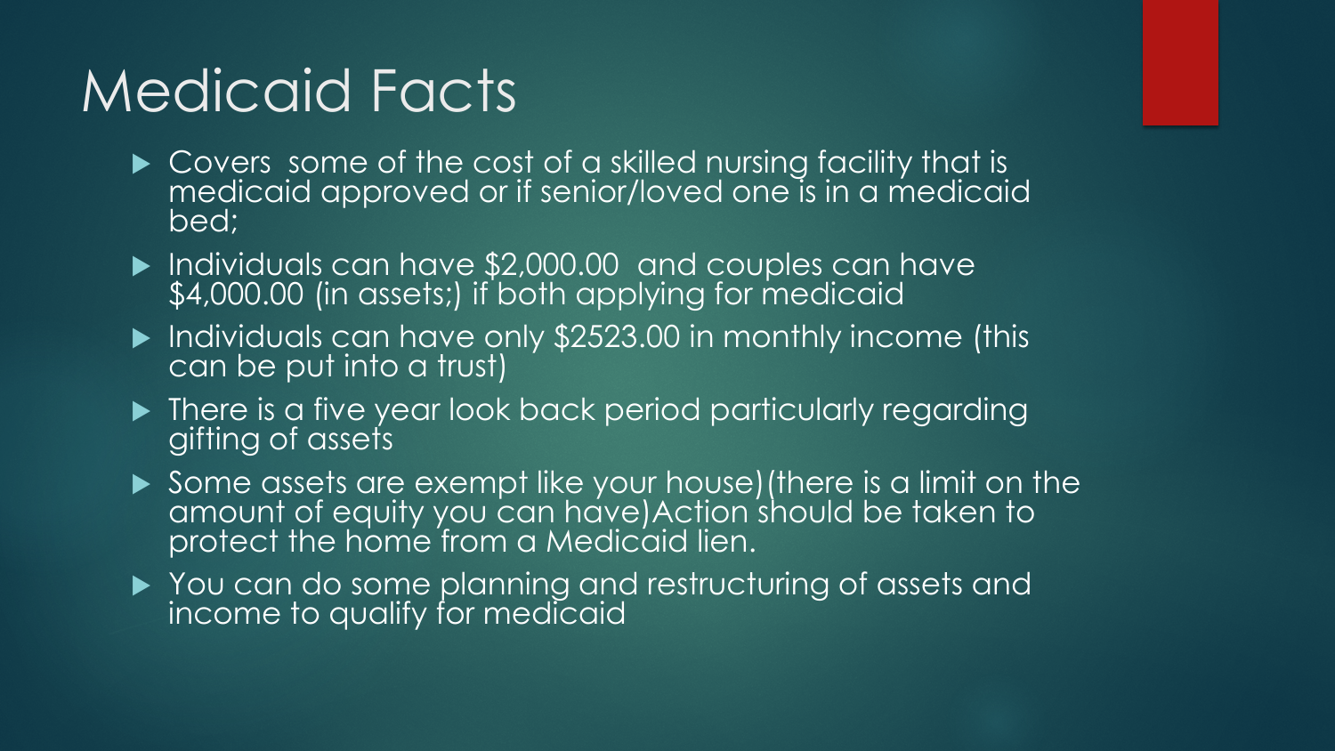# Medicaid Facts

- Covers  some of the cost of a skilled nursing facility that is medicaid approved or if senior/loved one is in a medicaid bed;
- Individuals can have $2,000.00  and couples can have $4,000.00 (in assets;) if both applying for medicaid
- Individuals can have only $2523.00 in monthly income (this can be put into a trust)
- There is a five year look back period particularly regarding gifting of assets
- Some assets are exempt like your house)(there is a limit on the amount of equity you can have)Action should be taken to protect the home from a Medicaid lien.
- You can do some planning and restructuring of assets and income to qualify for medicaid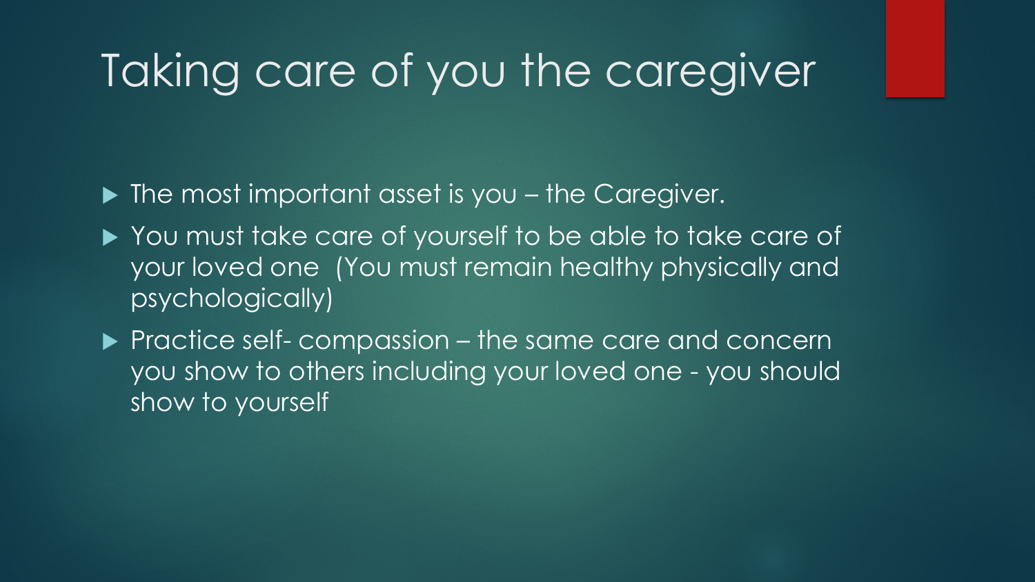# Taking care of you the caregiver

- The most important asset is you – the Caregiver.
- You must take care of yourself to be able to take care of your loved one (You must remain healthy physically and psychologically)
- Practice self- compassion – the same care and concern you show to others including your loved one - you should show to yourself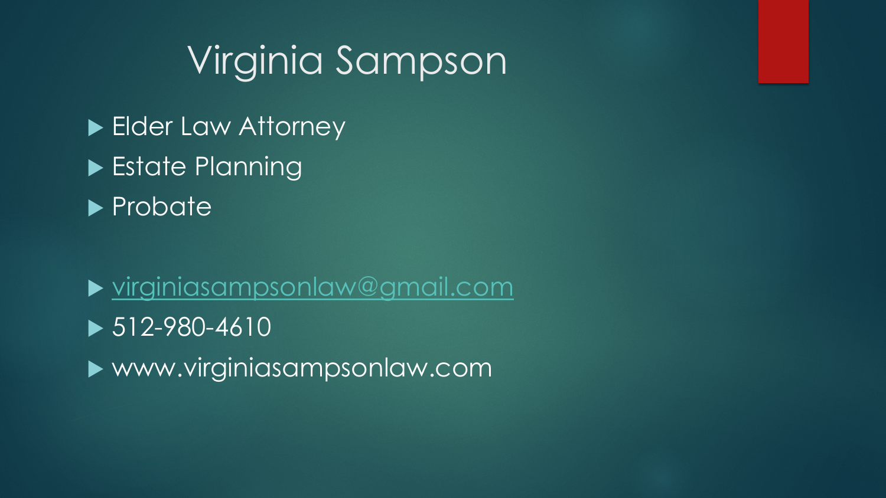# Virginia Sampson

- Elder Law Attorney
- Estate Planning
- Probate

- virginiasampsonlaw@gmail.com
- 512-980-4610
- www.virginiasampsonlaw.com